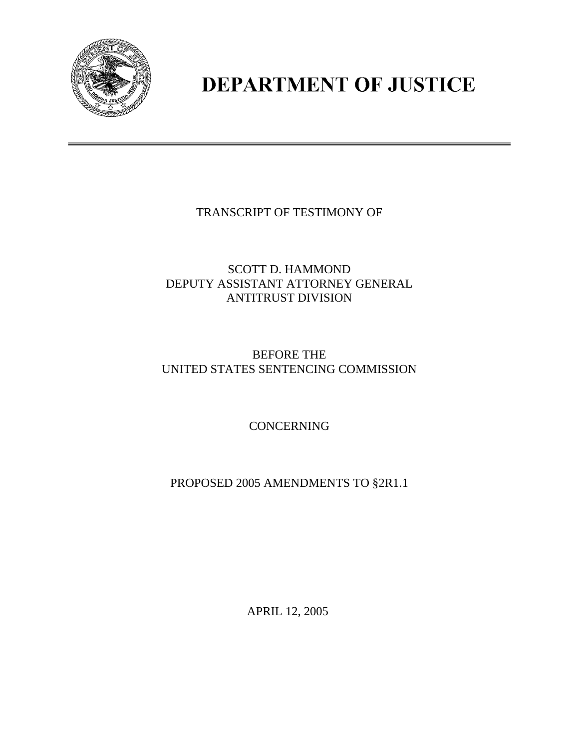# DEPARTMENT OF JUSTICE

TRANSCRIPT OF TESTIMONY OF

SCOTT D. HAMMOND
DEPUTY ASSISTANT ATTORNEY GENERAL
ANTITRUST DIVISION

BEFORE THE
UNITED STATES SENTENCING COMMISSION

CONCERNING

PROPOSED 2005 AMENDMENTS TO §2R1.1

APRIL 12, 2005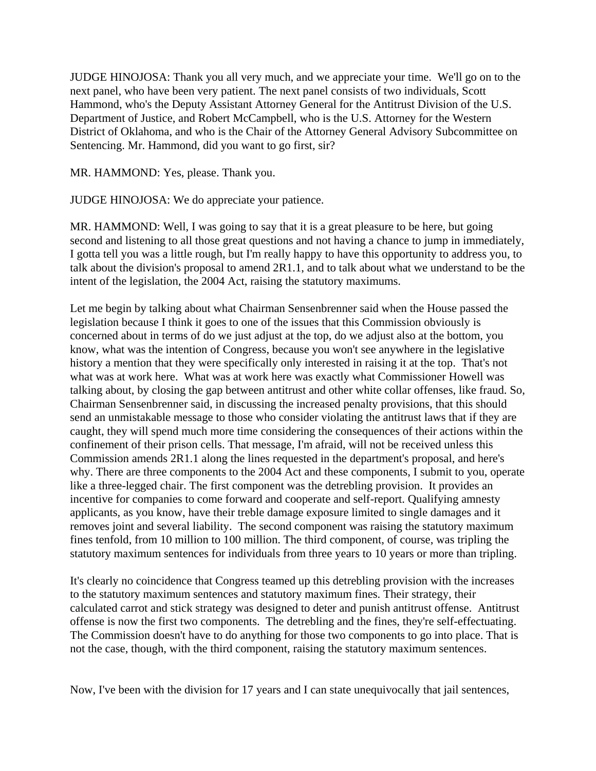JUDGE HINOJOSA: Thank you all very much, and we appreciate your time. We'll go on to the next panel, who have been very patient. The next panel consists of two individuals, Scott Hammond, who's the Deputy Assistant Attorney General for the Antitrust Division of the U.S. Department of Justice, and Robert McCampbell, who is the U.S. Attorney for the Western District of Oklahoma, and who is the Chair of the Attorney General Advisory Subcommittee on Sentencing. Mr. Hammond, did you want to go first, sir?

MR. HAMMOND: Yes, please. Thank you.

JUDGE HINOJOSA: We do appreciate your patience.

MR. HAMMOND: Well, I was going to say that it is a great pleasure to be here, but going second and listening to all those great questions and not having a chance to jump in immediately, I gotta tell you was a little rough, but I'm really happy to have this opportunity to address you, to talk about the division's proposal to amend 2R1.1, and to talk about what we understand to be the intent of the legislation, the 2004 Act, raising the statutory maximums.

Let me begin by talking about what Chairman Sensenbrenner said when the House passed the legislation because I think it goes to one of the issues that this Commission obviously is concerned about in terms of do we just adjust at the top, do we adjust also at the bottom, you know, what was the intention of Congress, because you won't see anywhere in the legislative history a mention that they were specifically only interested in raising it at the top. That's not what was at work here. What was at work here was exactly what Commissioner Howell was talking about, by closing the gap between antitrust and other white collar offenses, like fraud. So, Chairman Sensenbrenner said, in discussing the increased penalty provisions, that this should send an unmistakable message to those who consider violating the antitrust laws that if they are caught, they will spend much more time considering the consequences of their actions within the confinement of their prison cells. That message, I'm afraid, will not be received unless this Commission amends 2R1.1 along the lines requested in the department's proposal, and here's why. There are three components to the 2004 Act and these components, I submit to you, operate like a three-legged chair. The first component was the detrebling provision. It provides an incentive for companies to come forward and cooperate and self-report. Qualifying amnesty applicants, as you know, have their treble damage exposure limited to single damages and it removes joint and several liability. The second component was raising the statutory maximum fines tenfold, from 10 million to 100 million. The third component, of course, was tripling the statutory maximum sentences for individuals from three years to 10 years or more than tripling.

It's clearly no coincidence that Congress teamed up this detrebling provision with the increases to the statutory maximum sentences and statutory maximum fines. Their strategy, their calculated carrot and stick strategy was designed to deter and punish antitrust offense. Antitrust offense is now the first two components. The detrebling and the fines, they're self-effectuating. The Commission doesn't have to do anything for those two components to go into place. That is not the case, though, with the third component, raising the statutory maximum sentences.

Now, I've been with the division for 17 years and I can state unequivocally that jail sentences,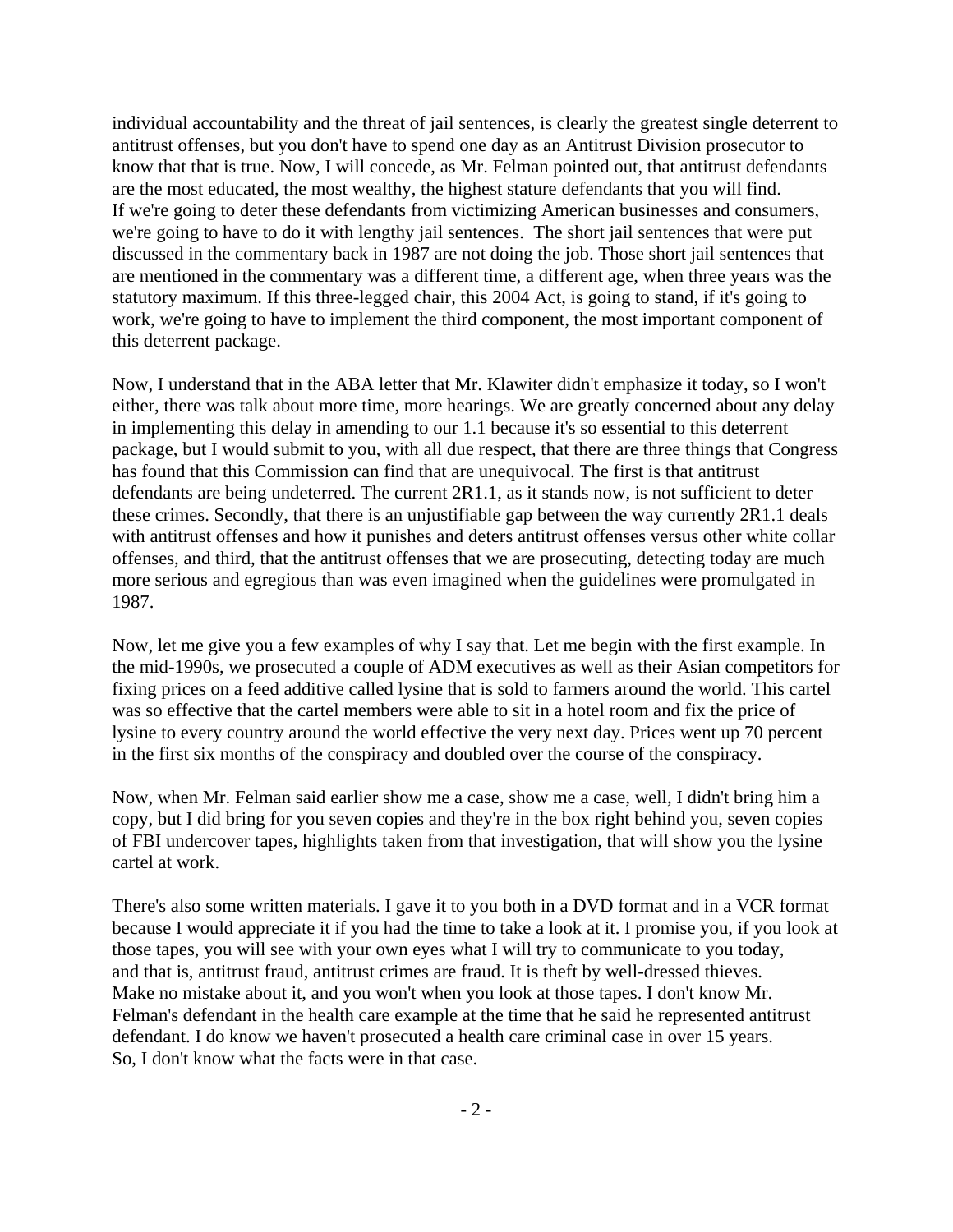individual accountability and the threat of jail sentences, is clearly the greatest single deterrent to antitrust offenses, but you don't have to spend one day as an Antitrust Division prosecutor to know that that is true. Now, I will concede, as Mr. Felman pointed out, that antitrust defendants are the most educated, the most wealthy, the highest stature defendants that you will find. If we're going to deter these defendants from victimizing American businesses and consumers, we're going to have to do it with lengthy jail sentences. The short jail sentences that were put discussed in the commentary back in 1987 are not doing the job. Those short jail sentences that are mentioned in the commentary was a different time, a different age, when three years was the statutory maximum. If this three-legged chair, this 2004 Act, is going to stand, if it's going to work, we're going to have to implement the third component, the most important component of this deterrent package.

Now, I understand that in the ABA letter that Mr. Klawiter didn't emphasize it today, so I won't either, there was talk about more time, more hearings. We are greatly concerned about any delay in implementing this delay in amending to our 1.1 because it's so essential to this deterrent package, but I would submit to you, with all due respect, that there are three things that Congress has found that this Commission can find that are unequivocal. The first is that antitrust defendants are being undeterred. The current 2R1.1, as it stands now, is not sufficient to deter these crimes. Secondly, that there is an unjustifiable gap between the way currently 2R1.1 deals with antitrust offenses and how it punishes and deters antitrust offenses versus other white collar offenses, and third, that the antitrust offenses that we are prosecuting, detecting today are much more serious and egregious than was even imagined when the guidelines were promulgated in 1987.

Now, let me give you a few examples of why I say that. Let me begin with the first example. In the mid-1990s, we prosecuted a couple of ADM executives as well as their Asian competitors for fixing prices on a feed additive called lysine that is sold to farmers around the world. This cartel was so effective that the cartel members were able to sit in a hotel room and fix the price of lysine to every country around the world effective the very next day. Prices went up 70 percent in the first six months of the conspiracy and doubled over the course of the conspiracy.

Now, when Mr. Felman said earlier show me a case, show me a case, well, I didn't bring him a copy, but I did bring for you seven copies and they're in the box right behind you, seven copies of FBI undercover tapes, highlights taken from that investigation, that will show you the lysine cartel at work.

There's also some written materials. I gave it to you both in a DVD format and in a VCR format because I would appreciate it if you had the time to take a look at it. I promise you, if you look at those tapes, you will see with your own eyes what I will try to communicate to you today, and that is, antitrust fraud, antitrust crimes are fraud. It is theft by well-dressed thieves. Make no mistake about it, and you won't when you look at those tapes. I don't know Mr. Felman's defendant in the health care example at the time that he said he represented antitrust defendant. I do know we haven't prosecuted a health care criminal case in over 15 years. So, I don't know what the facts were in that case.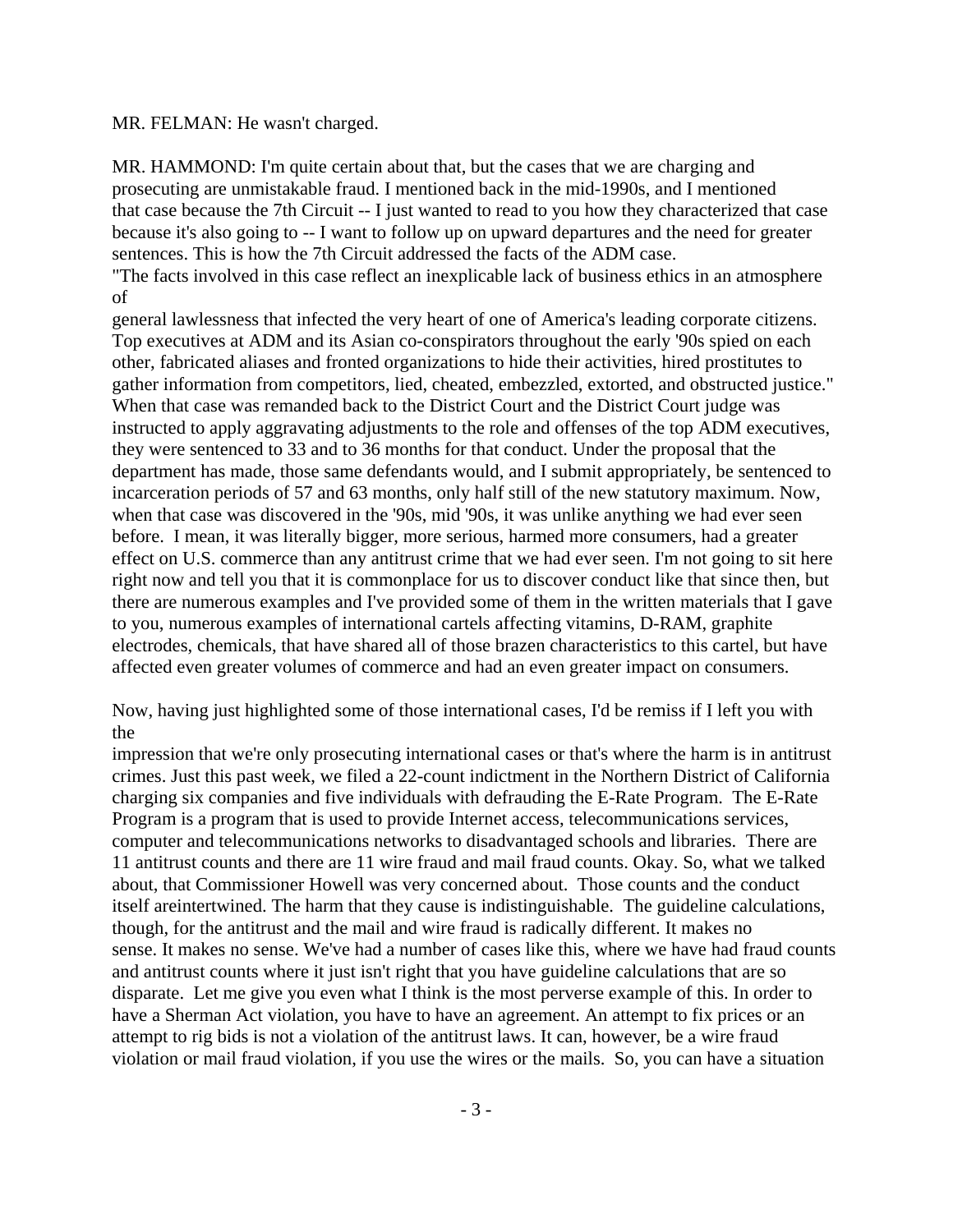MR. FELMAN: He wasn't charged.

MR. HAMMOND: I'm quite certain about that, but the cases that we are charging and prosecuting are unmistakable fraud. I mentioned back in the mid-1990s, and I mentioned that case because the 7th Circuit -- I just wanted to read to you how they characterized that case because it's also going to -- I want to follow up on upward departures and the need for greater sentences. This is how the 7th Circuit addressed the facts of the ADM case.
"The facts involved in this case reflect an inexplicable lack of business ethics in an atmosphere of general lawlessness that infected the very heart of one of America's leading corporate citizens. Top executives at ADM and its Asian co-conspirators throughout the early '90s spied on each other, fabricated aliases and fronted organizations to hide their activities, hired prostitutes to gather information from competitors, lied, cheated, embezzled, extorted, and obstructed justice." When that case was remanded back to the District Court and the District Court judge was instructed to apply aggravating adjustments to the role and offenses of the top ADM executives, they were sentenced to 33 and to 36 months for that conduct. Under the proposal that the department has made, those same defendants would, and I submit appropriately, be sentenced to incarceration periods of 57 and 63 months, only half still of the new statutory maximum. Now, when that case was discovered in the '90s, mid '90s, it was unlike anything we had ever seen before. I mean, it was literally bigger, more serious, harmed more consumers, had a greater effect on U.S. commerce than any antitrust crime that we had ever seen. I'm not going to sit here right now and tell you that it is commonplace for us to discover conduct like that since then, but there are numerous examples and I've provided some of them in the written materials that I gave to you, numerous examples of international cartels affecting vitamins, D-RAM, graphite electrodes, chemicals, that have shared all of those brazen characteristics to this cartel, but have affected even greater volumes of commerce and had an even greater impact on consumers.

Now, having just highlighted some of those international cases, I'd be remiss if I left you with the impression that we're only prosecuting international cases or that's where the harm is in antitrust crimes. Just this past week, we filed a 22-count indictment in the Northern District of California charging six companies and five individuals with defrauding the E-Rate Program. The E-Rate Program is a program that is used to provide Internet access, telecommunications services, computer and telecommunications networks to disadvantaged schools and libraries. There are 11 antitrust counts and there are 11 wire fraud and mail fraud counts. Okay. So, what we talked about, that Commissioner Howell was very concerned about. Those counts and the conduct itself areintertwined. The harm that they cause is indistinguishable. The guideline calculations, though, for the antitrust and the mail and wire fraud is radically different. It makes no sense. It makes no sense. We've had a number of cases like this, where we have had fraud counts and antitrust counts where it just isn't right that you have guideline calculations that are so disparate. Let me give you even what I think is the most perverse example of this. In order to have a Sherman Act violation, you have to have an agreement. An attempt to fix prices or an attempt to rig bids is not a violation of the antitrust laws. It can, however, be a wire fraud violation or mail fraud violation, if you use the wires or the mails. So, you can have a situation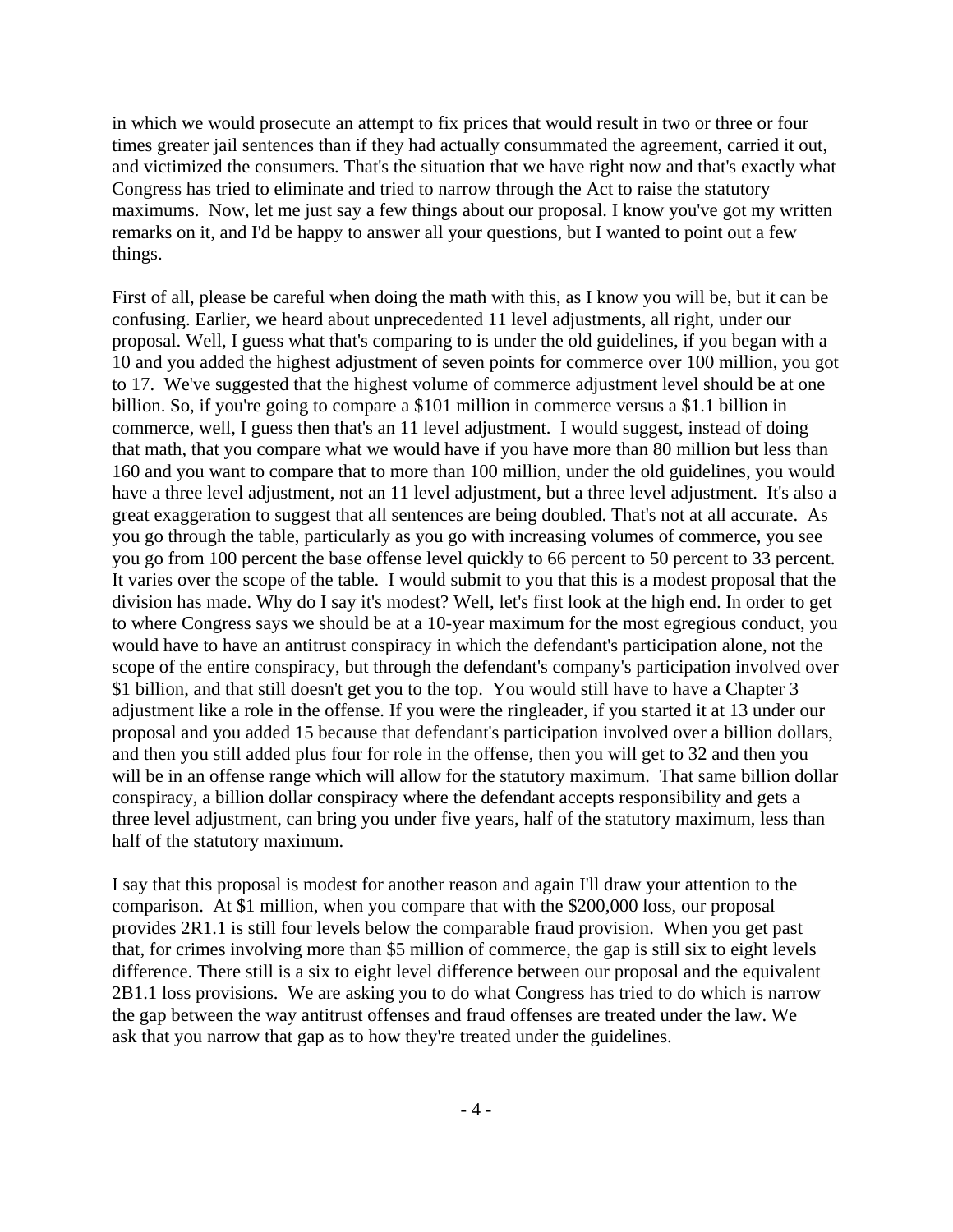in which we would prosecute an attempt to fix prices that would result in two or three or four times greater jail sentences than if they had actually consummated the agreement, carried it out, and victimized the consumers. That's the situation that we have right now and that's exactly what Congress has tried to eliminate and tried to narrow through the Act to raise the statutory maximums. Now, let me just say a few things about our proposal. I know you've got my written remarks on it, and I'd be happy to answer all your questions, but I wanted to point out a few things.

First of all, please be careful when doing the math with this, as I know you will be, but it can be confusing. Earlier, we heard about unprecedented 11 level adjustments, all right, under our proposal. Well, I guess what that's comparing to is under the old guidelines, if you began with a 10 and you added the highest adjustment of seven points for commerce over 100 million, you got to 17. We've suggested that the highest volume of commerce adjustment level should be at one billion. So, if you're going to compare a $101 million in commerce versus a $1.1 billion in commerce, well, I guess then that's an 11 level adjustment. I would suggest, instead of doing that math, that you compare what we would have if you have more than 80 million but less than 160 and you want to compare that to more than 100 million, under the old guidelines, you would have a three level adjustment, not an 11 level adjustment, but a three level adjustment. It's also a great exaggeration to suggest that all sentences are being doubled. That's not at all accurate. As you go through the table, particularly as you go with increasing volumes of commerce, you see you go from 100 percent the base offense level quickly to 66 percent to 50 percent to 33 percent. It varies over the scope of the table. I would submit to you that this is a modest proposal that the division has made. Why do I say it's modest? Well, let's first look at the high end. In order to get to where Congress says we should be at a 10-year maximum for the most egregious conduct, you would have to have an antitrust conspiracy in which the defendant's participation alone, not the scope of the entire conspiracy, but through the defendant's company's participation involved over $1 billion, and that still doesn't get you to the top. You would still have to have a Chapter 3 adjustment like a role in the offense. If you were the ringleader, if you started it at 13 under our proposal and you added 15 because that defendant's participation involved over a billion dollars, and then you still added plus four for role in the offense, then you will get to 32 and then you will be in an offense range which will allow for the statutory maximum. That same billion dollar conspiracy, a billion dollar conspiracy where the defendant accepts responsibility and gets a three level adjustment, can bring you under five years, half of the statutory maximum, less than half of the statutory maximum.

I say that this proposal is modest for another reason and again I'll draw your attention to the comparison. At $1 million, when you compare that with the $200,000 loss, our proposal provides 2R1.1 is still four levels below the comparable fraud provision. When you get past that, for crimes involving more than $5 million of commerce, the gap is still six to eight levels difference. There still is a six to eight level difference between our proposal and the equivalent 2B1.1 loss provisions. We are asking you to do what Congress has tried to do which is narrow the gap between the way antitrust offenses and fraud offenses are treated under the law. We ask that you narrow that gap as to how they're treated under the guidelines.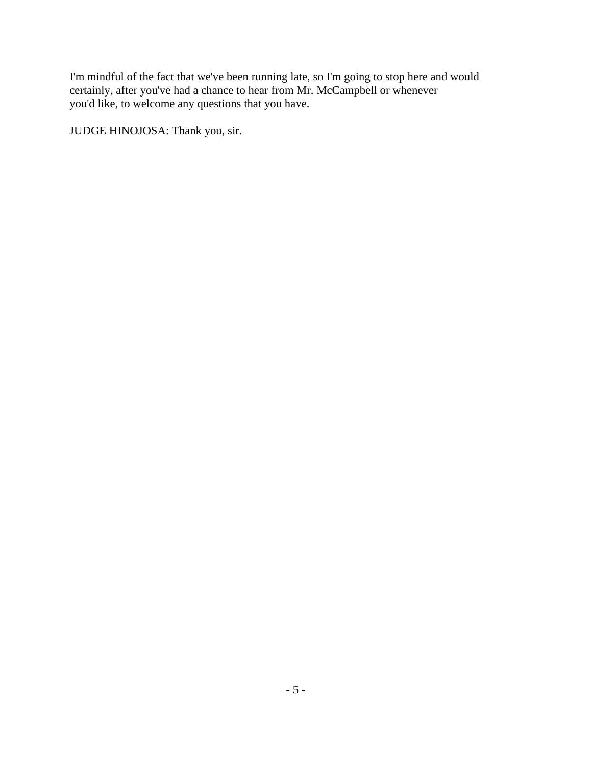I'm mindful of the fact that we've been running late, so I'm going to stop here and would certainly, after you've had a chance to hear from Mr. McCampbell or whenever you'd like, to welcome any questions that you have.

JUDGE HINOJOSA: Thank you, sir.